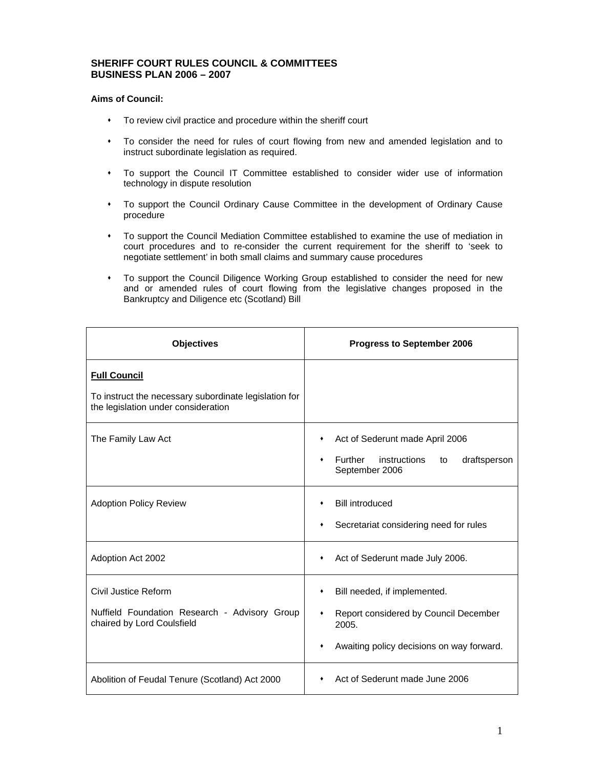# SHERIFF COURT RULES COUNCIL & COMMITTEES
# BUSINESS PLAN 2006 – 2007

**Aims of Council:**

- To review civil practice and procedure within the sheriff court
- To consider the need for rules of court flowing from new and amended legislation and to instruct subordinate legislation as required.
- To support the Council IT Committee established to consider wider use of information technology in dispute resolution
- To support the Council Ordinary Cause Committee in the development of Ordinary Cause procedure
- To support the Council Mediation Committee established to examine the use of mediation in court procedures and to re-consider the current requirement for the sheriff to 'seek to negotiate settlement' in both small claims and summary cause procedures
- To support the Council Diligence Working Group established to consider the need for new and or amended rules of court flowing from the legislative changes proposed in the Bankruptcy and Diligence etc (Scotland) Bill

| Objectives | Progress to September 2006 |
| --- | --- |
| **Full Council**<br><br>To instruct the necessary subordinate legislation for the legislation under consideration | |
| The Family Law Act | • Act of Sederunt made April 2006<br>• Further instructions to draftsperson September 2006 |
| Adoption Policy Review | • Bill introduced<br>• Secretariat considering need for rules |
| Adoption Act 2002 | • Act of Sederunt made July 2006. |
| Civil Justice Reform<br><br>Nuffield Foundation Research - Advisory Group chaired by Lord Coulsfield | • Bill needed, if implemented.<br>• Report considered by Council December 2005.<br>• Awaiting policy decisions on way forward. |
| Abolition of Feudal Tenure (Scotland) Act 2000 | • Act of Sederunt made June 2006 |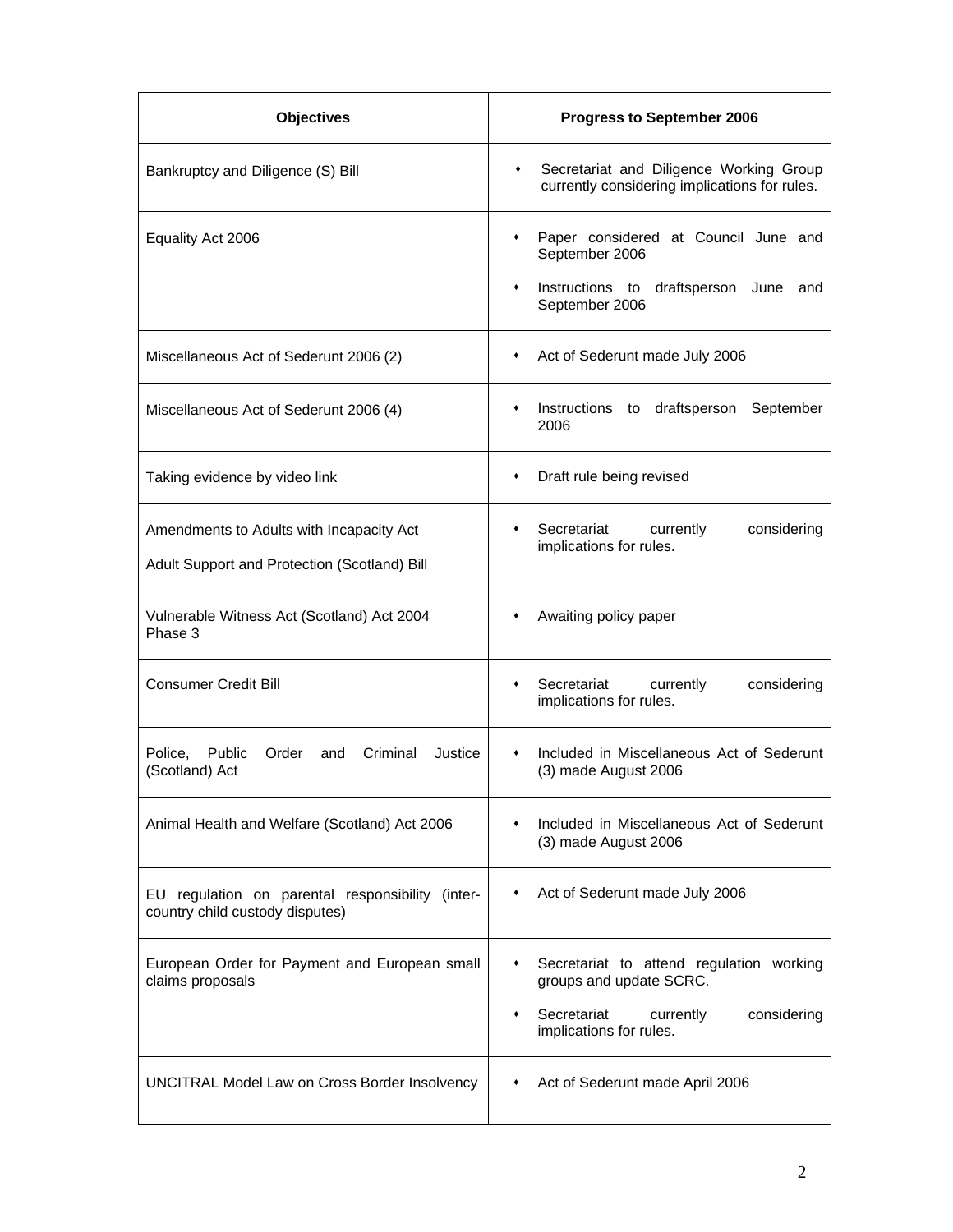| Objectives | Progress to September 2006 |
|---|---|
| Bankruptcy and Diligence (S) Bill | • Secretariat and Diligence Working Group currently considering implications for rules. |
| Equality Act 2006 | • Paper considered at Council June and September 2006<br>• Instructions to draftsperson June and September 2006 |
| Miscellaneous Act of Sederunt 2006 (2) | • Act of Sederunt made July 2006 |
| Miscellaneous Act of Sederunt 2006 (4) | • Instructions to draftsperson September 2006 |
| Taking evidence by video link | • Draft rule being revised |
| Amendments to Adults with Incapacity Act<br>Adult Support and Protection (Scotland) Bill | • Secretariat currently considering implications for rules. |
| Vulnerable Witness Act (Scotland) Act 2004 Phase 3 | • Awaiting policy paper |
| Consumer Credit Bill | • Secretariat currently considering implications for rules. |
| Police, Public Order and Criminal Justice (Scotland) Act | • Included in Miscellaneous Act of Sederunt (3) made August 2006 |
| Animal Health and Welfare (Scotland) Act 2006 | • Included in Miscellaneous Act of Sederunt (3) made August 2006 |
| EU regulation on parental responsibility (inter-country child custody disputes) | • Act of Sederunt made July 2006 |
| European Order for Payment and European small claims proposals | • Secretariat to attend regulation working groups and update SCRC.<br>• Secretariat currently considering implications for rules. |
| UNCITRAL Model Law on Cross Border Insolvency | • Act of Sederunt made April 2006 |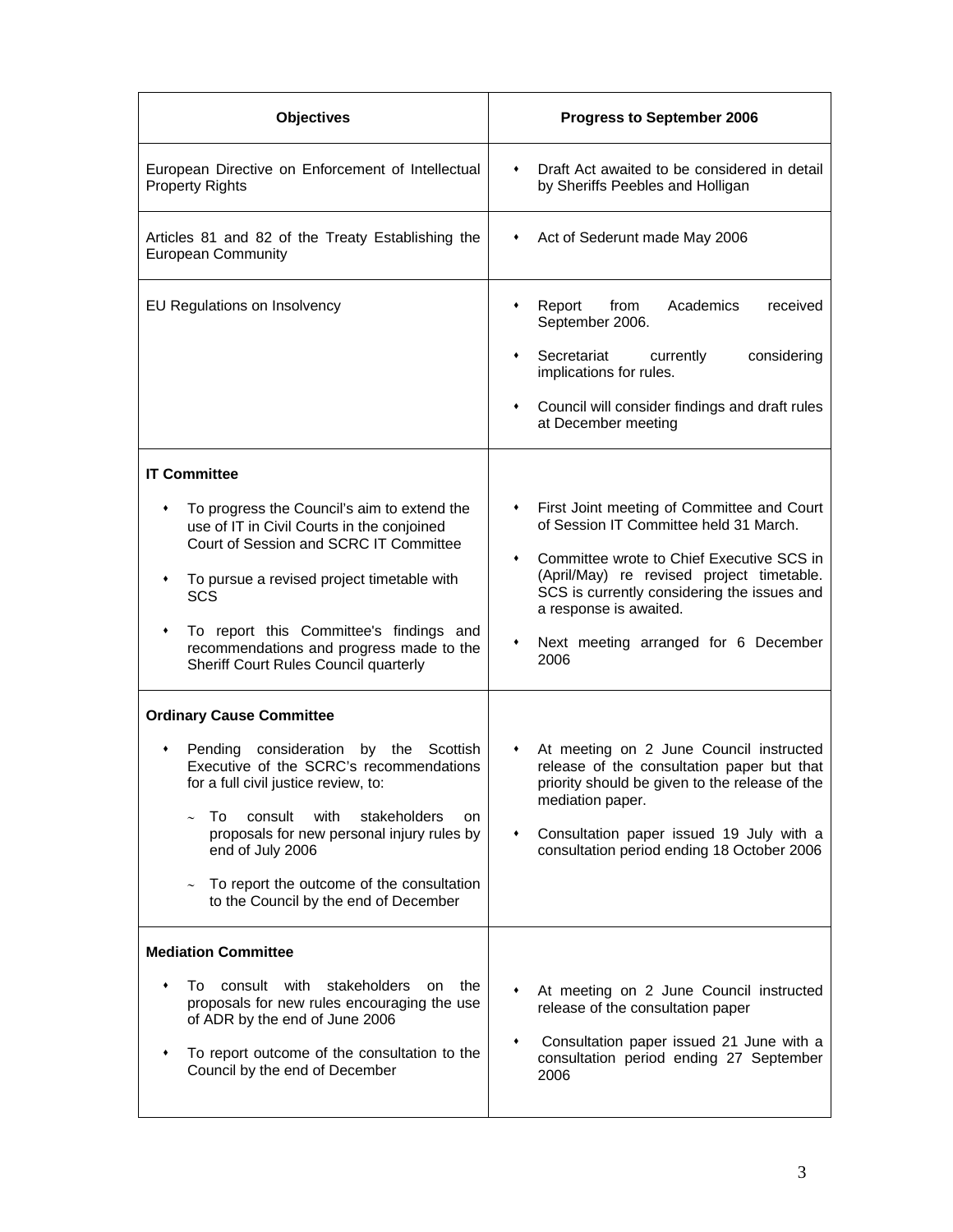| Objectives | Progress to September 2006 |
|---|---|
| European Directive on Enforcement of Intellectual Property Rights | • Draft Act awaited to be considered in detail by Sheriffs Peebles and Holligan |
| Articles 81 and 82 of the Treaty Establishing the European Community | • Act of Sederunt made May 2006 |
| EU Regulations on Insolvency | • Report from Academics received September 2006.<br>• Secretariat currently considering implications for rules.<br>• Council will consider findings and draft rules at December meeting |
| **IT Committee**<br>• To progress the Council's aim to extend the use of IT in Civil Courts in the conjoined Court of Session and SCRC IT Committee<br>• To pursue a revised project timetable with SCS<br>• To report this Committee's findings and recommendations and progress made to the Sheriff Court Rules Council quarterly | • First Joint meeting of Committee and Court of Session IT Committee held 31 March.<br>• Committee wrote to Chief Executive SCS in (April/May) re revised project timetable. SCS is currently considering the issues and a response is awaited.<br>• Next meeting arranged for 6 December 2006 |
| **Ordinary Cause Committee**<br>• Pending consideration by the Scottish Executive of the SCRC's recommendations for a full civil justice review, to:<br>~ To consult with stakeholders on proposals for new personal injury rules by end of July 2006<br>~ To report the outcome of the consultation to the Council by the end of December | • At meeting on 2 June Council instructed release of the consultation paper but that priority should be given to the release of the mediation paper.<br>• Consultation paper issued 19 July with a consultation period ending 18 October 2006 |
| **Mediation Committee**<br>• To consult with stakeholders on the proposals for new rules encouraging the use of ADR by the end of June 2006<br>• To report outcome of the consultation to the Council by the end of December | • At meeting on 2 June Council instructed release of the consultation paper<br>• Consultation paper issued 21 June with a consultation period ending 27 September 2006 |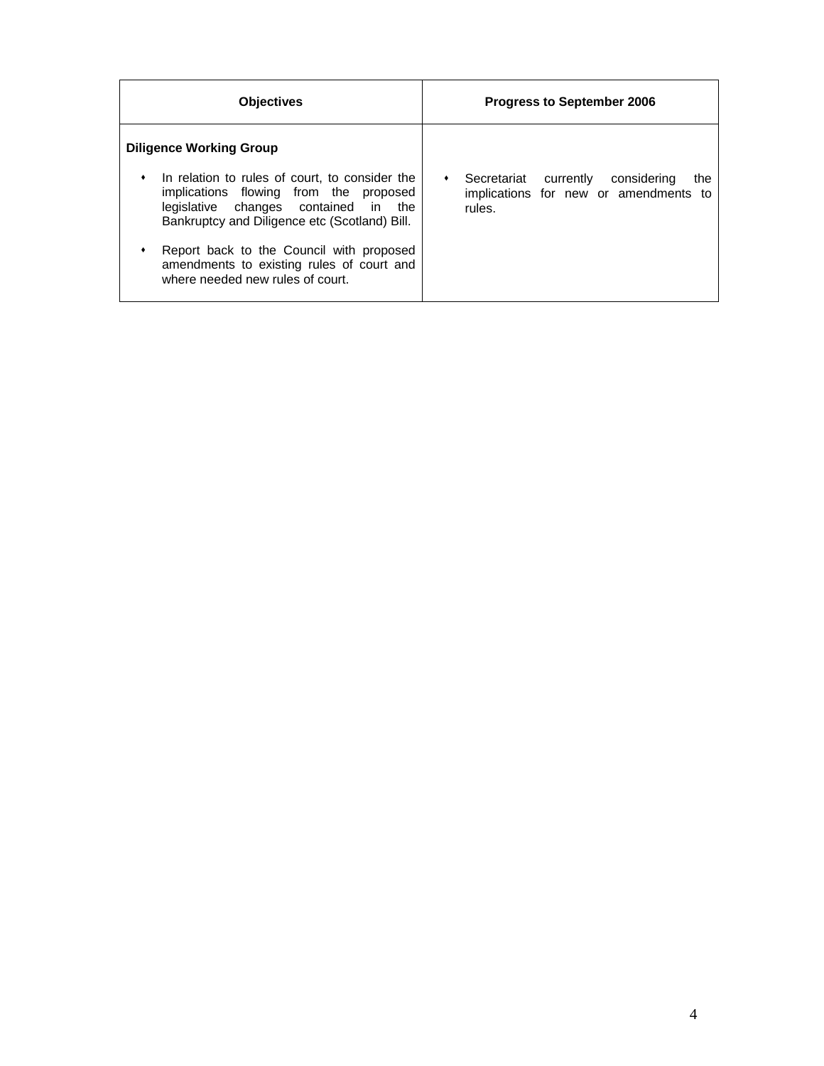| Objectives | Progress to September 2006 |
|---|---|
| **Diligence Working Group**<br><br>• In relation to rules of court, to consider the implications flowing from the proposed legislative changes contained in the Bankruptcy and Diligence etc (Scotland) Bill.<br><br>• Report back to the Council with proposed amendments to existing rules of court and where needed new rules of court. | • Secretariat currently considering the implications for new or amendments to rules. |